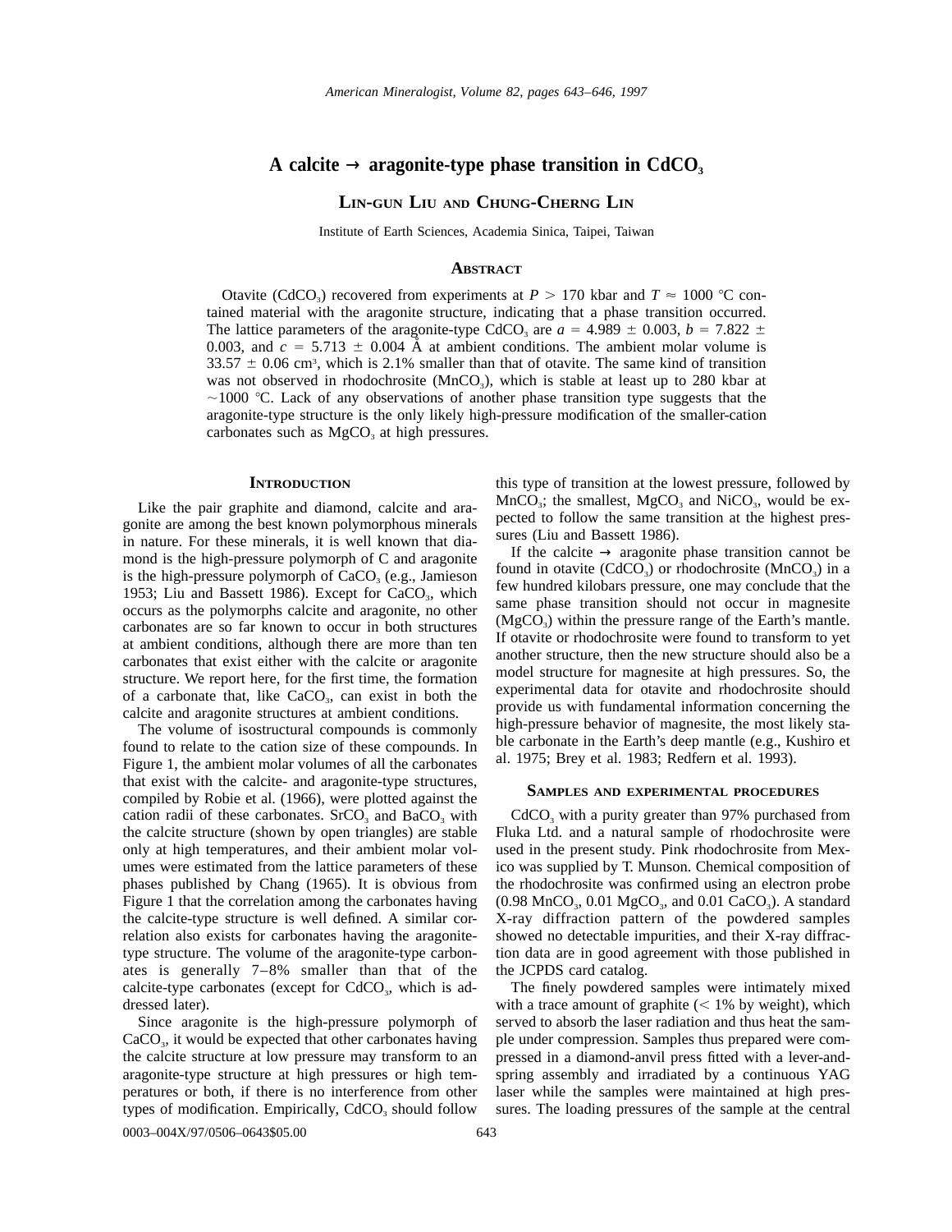# A calcite → aragonite-type phase transition in $CdCO_3$

**Lin-gun Liu and Chung-Cherng Lin**

Institute of Earth Sciences, Academia Sinica, Taipei, Taiwan

## Abstract

Otavite ($CdCO_3$) recovered from experiments at $P > 170$ kbar and $T \approx 1000$ °C contained material with the aragonite structure, indicating that a phase transition occurred. The lattice parameters of the aragonite-type $CdCO_3$ are $a = 4.989 \pm 0.003$, $b = 7.822 \pm 0.003$, and $c = 5.713 \pm 0.004$ Å at ambient conditions. The ambient molar volume is $33.57 \pm 0.06$ cm³, which is 2.1% smaller than that of otavite. The same kind of transition was not observed in rhodochrosite ($MnCO_3$), which is stable at least up to 280 kbar at ~1000 °C. Lack of any observations of another phase transition type suggests that the aragonite-type structure is the only likely high-pressure modification of the smaller-cation carbonates such as $MgCO_3$ at high pressures.

## Introduction

Like the pair graphite and diamond, calcite and aragonite are among the best known polymorphous minerals in nature. For these minerals, it is well known that diamond is the high-pressure polymorph of C and aragonite is the high-pressure polymorph of $CaCO_3$ (e.g., Jamieson 1953; Liu and Bassett 1986). Except for $CaCO_3$, which occurs as the polymorphs calcite and aragonite, no other carbonates are so far known to occur in both structures at ambient conditions, although there are more than ten carbonates that exist either with the calcite or aragonite structure. We report here, for the first time, the formation of a carbonate that, like $CaCO_3$, can exist in both the calcite and aragonite structures at ambient conditions.

The volume of isostructural compounds is commonly found to relate to the cation size of these compounds. In Figure 1, the ambient molar volumes of all the carbonates that exist with the calcite- and aragonite-type structures, compiled by Robie et al. (1966), were plotted against the cation radii of these carbonates. $SrCO_3$ and $BaCO_3$ with the calcite structure (shown by open triangles) are stable only at high temperatures, and their ambient molar volumes were estimated from the lattice parameters of these phases published by Chang (1965). It is obvious from Figure 1 that the correlation among the carbonates having the calcite-type structure is well defined. A similar correlation also exists for carbonates having the aragonite-type structure. The volume of the aragonite-type carbonates is generally 7–8% smaller than that of the calcite-type carbonates (except for $CdCO_3$, which is addressed later).

Since aragonite is the high-pressure polymorph of $CaCO_3$, it would be expected that other carbonates having the calcite structure at low pressure may transform to an aragonite-type structure at high pressures or high temperatures or both, if there is no interference from other types of modification. Empirically, $CdCO_3$ should follow this type of transition at the lowest pressure, followed by $MnCO_3$; the smallest, $MgCO_3$ and $NiCO_3$, would be expected to follow the same transition at the highest pressures (Liu and Bassett 1986).

If the calcite → aragonite phase transition cannot be found in otavite ($CdCO_3$) or rhodochrosite ($MnCO_3$) in a few hundred kilobars pressure, one may conclude that the same phase transition should not occur in magnesite ($MgCO_3$) within the pressure range of the Earth's mantle. If otavite or rhodochrosite were found to transform to yet another structure, then the new structure should also be a model structure for magnesite at high pressures. So, the experimental data for otavite and rhodochrosite should provide us with fundamental information concerning the high-pressure behavior of magnesite, the most likely stable carbonate in the Earth's deep mantle (e.g., Kushiro et al. 1975; Brey et al. 1983; Redfern et al. 1993).

## Samples and experimental procedures

$CdCO_3$ with a purity greater than 97% purchased from Fluka Ltd. and a natural sample of rhodochrosite were used in the present study. Pink rhodochrosite from Mexico was supplied by T. Munson. Chemical composition of the rhodochrosite was confirmed using an electron probe (0.98 $MnCO_3$, 0.01 $MgCO_3$, and 0.01 $CaCO_3$). A standard X-ray diffraction pattern of the powdered samples showed no detectable impurities, and their X-ray diffraction data are in good agreement with those published in the JCPDS card catalog.

The finely powdered samples were intimately mixed with a trace amount of graphite (< 1% by weight), which served to absorb the laser radiation and thus heat the sample under compression. Samples thus prepared were compressed in a diamond-anvil press fitted with a lever-and-spring assembly and irradiated by a continuous YAG laser while the samples were maintained at high pressures. The loading pressures of the sample at the central

0003–004X/97/0506–0643$05.00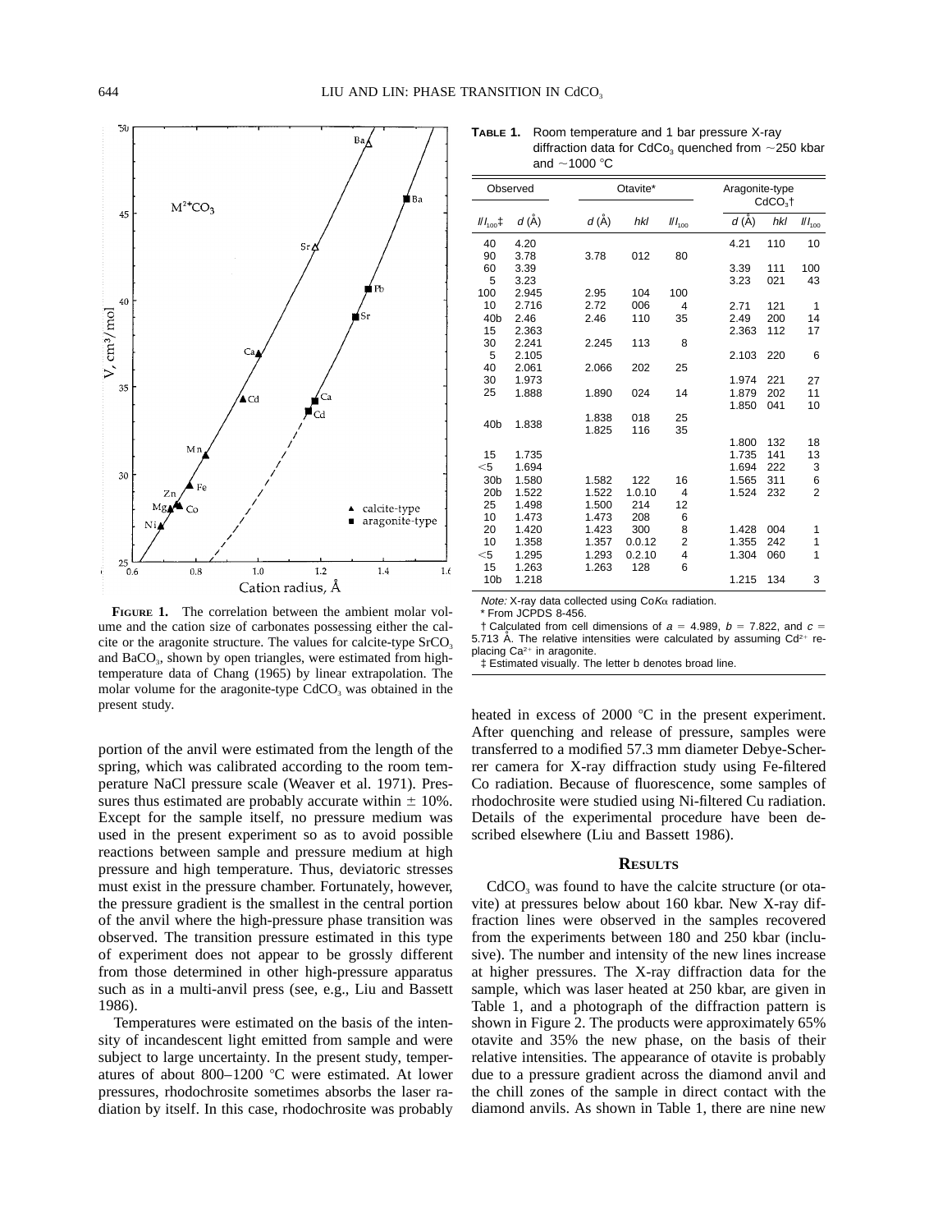**Figure 1.** The correlation between the ambient molar volume and the cation size of carbonates possessing either the calcite or the aragonite structure. The values for calcite-type $SrCO_3$ and $BaCO_3$, shown by open triangles, were estimated from high-temperature data of Chang (1965) by linear extrapolation. The molar volume for the aragonite-type $CdCO_3$ was obtained in the present study.

portion of the anvil were estimated from the length of the spring, which was calibrated according to the room temperature NaCl pressure scale (Weaver et al. 1971). Pressures thus estimated are probably accurate within ± 10%. Except for the sample itself, no pressure medium was used in the present experiment so as to avoid possible reactions between sample and pressure medium at high pressure and high temperature. Thus, deviatoric stresses must exist in the pressure chamber. Fortunately, however, the pressure gradient is the smallest in the central portion of the anvil where the high-pressure phase transition was observed. The transition pressure estimated in this type of experiment does not appear to be grossly different from those determined in other high-pressure apparatus such as in a multi-anvil press (see, e.g., Liu and Bassett 1986).

Temperatures were estimated on the basis of the intensity of incandescent light emitted from sample and were subject to large uncertainty. In the present study, temperatures of about 800–1200 °C were estimated. At lower pressures, rhodochrosite sometimes absorbs the laser radiation by itself. In this case, rhodochrosite was probably heated in excess of 2000 °C in the present experiment. After quenching and release of pressure, samples were transferred to a modified 57.3 mm diameter Debye-Scherrer camera for X-ray diffraction study using Fe-filtered Co radiation. Because of fluorescence, some samples of rhodochrosite were studied using Ni-filtered Cu radiation. Details of the experimental procedure have been described elsewhere (Liu and Bassett 1986).

**Table 1.** Room temperature and 1 bar pressure X-ray diffraction data for CdCo$_3$ quenched from ~250 kbar and ~1000 °C

| Observed | | Otavite* | | | Aragonite-type $CdCO_3$† | | |
|---|---|---|---|---|---|---|---|
| $I/I_{100}$‡ | $d$ (Å) | $d$ (Å) | $hkl$ | $I/I_{100}$ | $d$ (Å) | $hkl$ | $I/I_{100}$ |
| 40 | 4.20 | | | | 4.21 | 110 | 10 |
| 90 | 3.78 | 3.78 | 012 | 80 | | | |
| 60 | 3.39 | | | | 3.39 | 111 | 100 |
| 5 | 3.23 | | | | 3.23 | 021 | 43 |
| 100 | 2.945 | 2.95 | 104 | 100 | | | |
| 10 | 2.716 | 2.72 | 006 | 4 | 2.71 | 121 | 1 |
| 40b | 2.46 | 2.46 | 110 | 35 | 2.49 | 200 | 14 |
| 15 | 2.363 | | | | 2.363 | 112 | 17 |
| 30 | 2.241 | 2.245 | 113 | 8 | | | |
| 5 | 2.105 | | | | 2.103 | 220 | 6 |
| 40 | 2.061 | 2.066 | 202 | 25 | | | |
| 30 | 1.973 | | | | 1.974 | 221 | 27 |
| 25 | 1.888 | 1.890 | 024 | 14 | 1.879 | 202 | 11 |
| | | | | | 1.850 | 041 | 10 |
| 40b | 1.838 | 1.838 | 018 | 25 | | | |
| | | 1.825 | 116 | 35 | | | |
| | | | | | 1.800 | 132 | 18 |
| 15 | 1.735 | | | | 1.735 | 141 | 13 |
| <5 | 1.694 | | | | 1.694 | 222 | 3 |
| 30b | 1.580 | 1.582 | 122 | 16 | 1.565 | 311 | 6 |
| 20b | 1.522 | 1.522 | 1.0.10 | 4 | 1.524 | 232 | 2 |
| 25 | 1.498 | 1.500 | 214 | 12 | | | |
| 10 | 1.473 | 1.473 | 208 | 6 | | | |
| 20 | 1.420 | 1.423 | 300 | 8 | 1.428 | 004 | 1 |
| 10 | 1.358 | 1.357 | 0.0.12 | 2 | 1.355 | 242 | 1 |
| <5 | 1.295 | 1.293 | 0.2.10 | 4 | 1.304 | 060 | 1 |
| 15 | 1.263 | 1.263 | 128 | 6 | | | |
| 10b | 1.218 | | | | 1.215 | 134 | 3 |

*Note:* X-ray data collected using Co$K\alpha$ radiation.
\* From JCPDS 8-456.
† Calculated from cell dimensions of $a$ = 4.989, $b$ = 7.822, and $c$ = 5.713 Å. The relative intensities were calculated by assuming $Cd^{2+}$ replacing $Ca^{2+}$ in aragonite.
‡ Estimated visually. The letter b denotes broad line.

## Results

$CdCO_3$ was found to have the calcite structure (or otavite) at pressures below about 160 kbar. New X-ray diffraction lines were observed in the samples recovered from the experiments between 180 and 250 kbar (inclusive). The number and intensity of the new lines increase at higher pressures. The X-ray diffraction data for the sample, which was laser heated at 250 kbar, are given in Table 1, and a photograph of the diffraction pattern is shown in Figure 2. The products were approximately 65% otavite and 35% the new phase, on the basis of their relative intensities. The appearance of otavite is probably due to a pressure gradient across the diamond anvil and the chill zones of the sample in direct contact with the diamond anvils. As shown in Table 1, there are nine new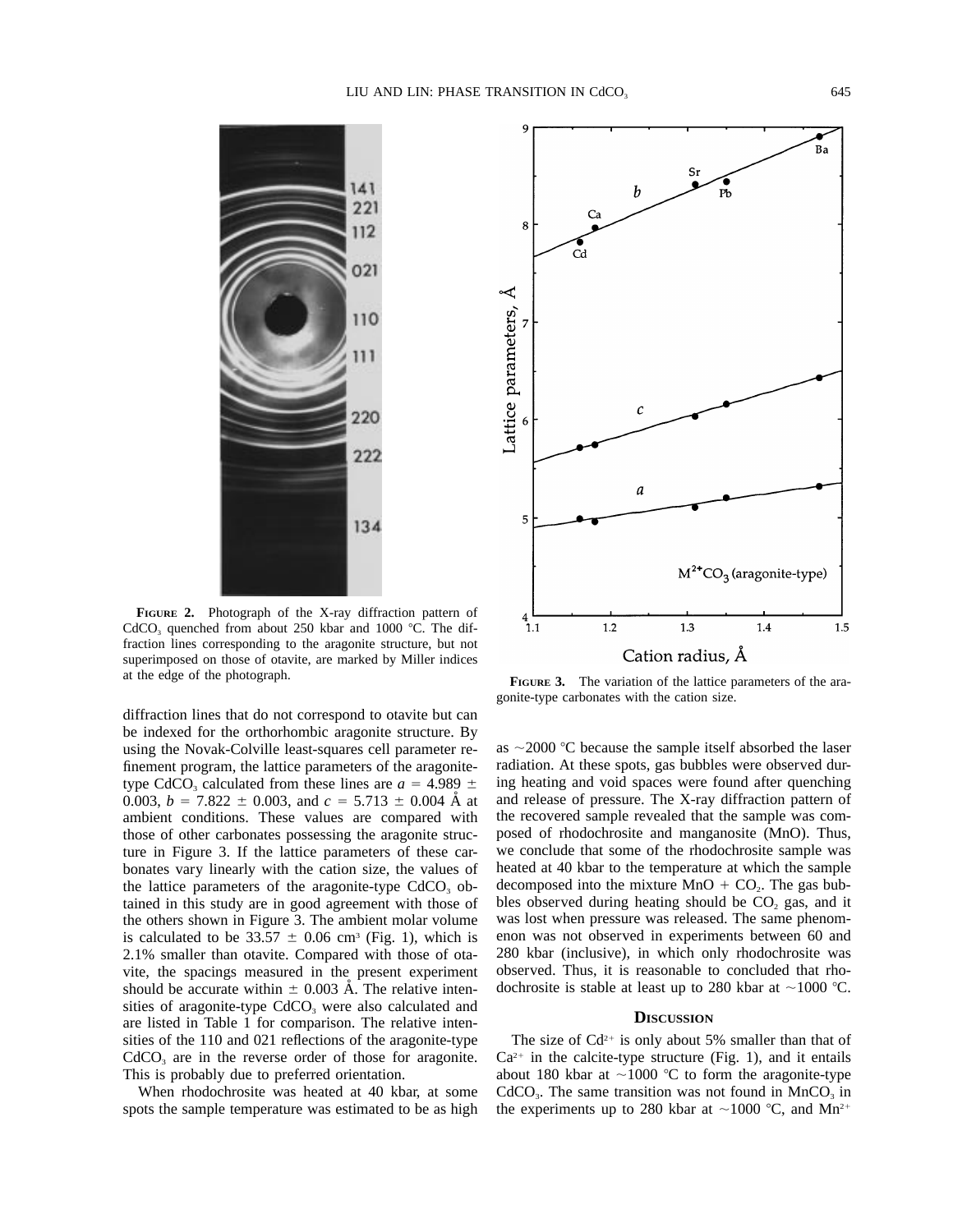**FIGURE 2.** Photograph of the X-ray diffraction pattern of $CdCO_3$ quenched from about 250 kbar and 1000 °C. The diffraction lines corresponding to the aragonite structure, but not superimposed on those of otavite, are marked by Miller indices at the edge of the photograph.

**FIGURE 3.** The variation of the lattice parameters of the aragonite-type carbonates with the cation size.

diffraction lines that do not correspond to otavite but can be indexed for the orthorhombic aragonite structure. By using the Novak-Colville least-squares cell parameter refinement program, the lattice parameters of the aragonite-type $CdCO_3$ calculated from these lines are $a = 4.989 \pm 0.003$, $b = 7.822 \pm 0.003$, and $c = 5.713 \pm 0.004$ Å at ambient conditions. These values are compared with those of other carbonates possessing the aragonite structure in Figure 3. If the lattice parameters of these carbonates vary linearly with the cation size, the values of the lattice parameters of the aragonite-type $CdCO_3$ obtained in this study are in good agreement with those of the others shown in Figure 3. The ambient molar volume is calculated to be $33.57 \pm 0.06$ $cm^3$ (Fig. 1), which is 2.1% smaller than otavite. Compared with those of otavite, the spacings measured in the present experiment should be accurate within $\pm$ 0.003 Å. The relative intensities of aragonite-type $CdCO_3$ were also calculated and are listed in Table 1 for comparison. The relative intensities of the 110 and 021 reflections of the aragonite-type $CdCO_3$ are in the reverse order of those for aragonite. This is probably due to preferred orientation.

When rhodochrosite was heated at 40 kbar, at some spots the sample temperature was estimated to be as high as ~2000 °C because the sample itself absorbed the laser radiation. At these spots, gas bubbles were observed during heating and void spaces were found after quenching and release of pressure. The X-ray diffraction pattern of the recovered sample revealed that the sample was composed of rhodochrosite and manganosite (MnO). Thus, we conclude that some of the rhodochrosite sample was heated at 40 kbar to the temperature at which the sample decomposed into the mixture MnO + $CO_2$. The gas bubbles observed during heating should be $CO_2$ gas, and it was lost when pressure was released. The same phenomenon was not observed in experiments between 60 and 280 kbar (inclusive), in which only rhodochrosite was observed. Thus, it is reasonable to concluded that rhodochrosite is stable at least up to 280 kbar at ~1000 °C.

## DISCUSSION

The size of $Cd^{2+}$ is only about 5% smaller than that of $Ca^{2+}$ in the calcite-type structure (Fig. 1), and it entails about 180 kbar at ~1000 °C to form the aragonite-type $CdCO_3$. The same transition was not found in $MnCO_3$ in the experiments up to 280 kbar at ~1000 °C, and $Mn^{2+}$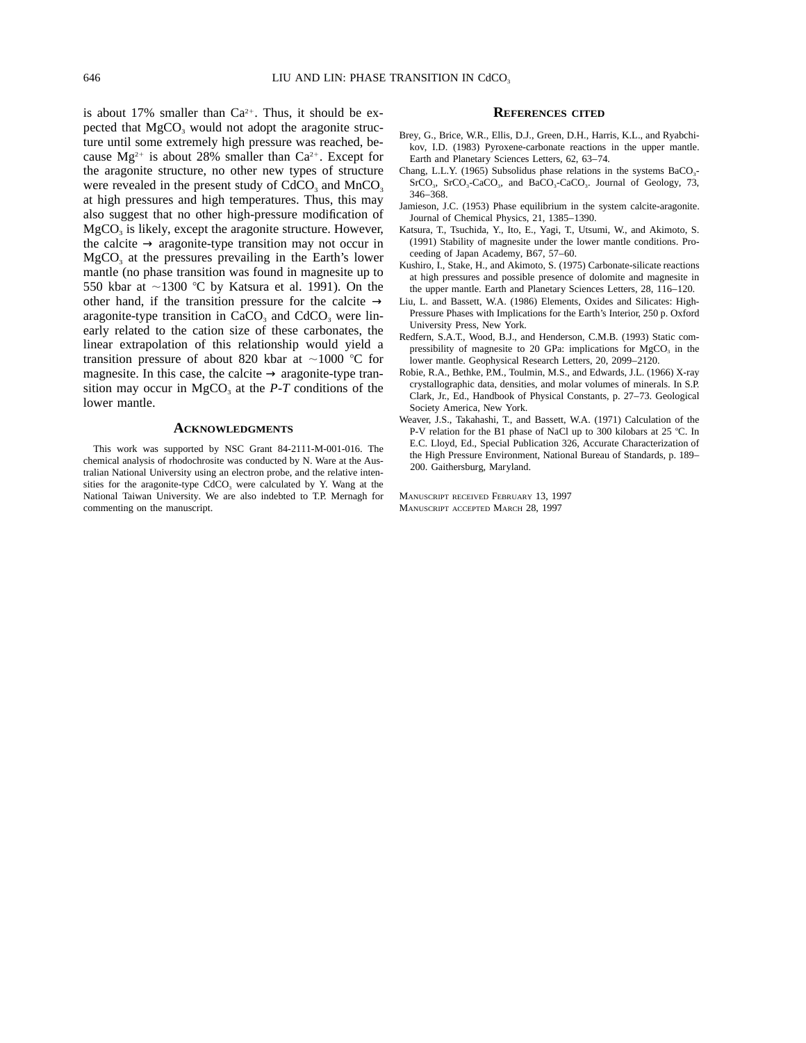is about 17% smaller than $Ca^{2+}$. Thus, it should be expected that $MgCO_3$ would not adopt the aragonite structure until some extremely high pressure was reached, because $Mg^{2+}$ is about 28% smaller than $Ca^{2+}$. Except for the aragonite structure, no other new types of structure were revealed in the present study of $CdCO_3$ and $MnCO_3$ at high pressures and high temperatures. Thus, this may also suggest that no other high-pressure modification of $MgCO_3$ is likely, except the aragonite structure. However, the calcite → aragonite-type transition may not occur in $MgCO_3$ at the pressures prevailing in the Earth's lower mantle (no phase transition was found in magnesite up to 550 kbar at ~1300 °C by Katsura et al. 1991). On the other hand, if the transition pressure for the calcite → aragonite-type transition in $CaCO_3$ and $CdCO_3$ were linearly related to the cation size of these carbonates, the linear extrapolation of this relationship would yield a transition pressure of about 820 kbar at ~1000 °C for magnesite. In this case, the calcite → aragonite-type transition may occur in $MgCO_3$ at the *P-T* conditions of the lower mantle.

## Acknowledgments

This work was supported by NSC Grant 84-2111-M-001-016. The chemical analysis of rhodochrosite was conducted by N. Ware at the Australian National University using an electron probe, and the relative intensities for the aragonite-type $CdCO_3$ were calculated by Y. Wang at the National Taiwan University. We are also indebted to T.P. Mernagh for commenting on the manuscript.

## References cited

Brey, G., Brice, W.R., Ellis, D.J., Green, D.H., Harris, K.L., and Ryabchikov, I.D. (1983) Pyroxene-carbonate reactions in the upper mantle. Earth and Planetary Sciences Letters, 62, 63–74.

Chang, L.L.Y. (1965) Subsolidus phase relations in the systems $BaCO_3$-$SrCO_3$, $SrCO_3$-$CaCO_3$, and $BaCO_3$-$CaCO_3$. Journal of Geology, 73, 346–368.

Jamieson, J.C. (1953) Phase equilibrium in the system calcite-aragonite. Journal of Chemical Physics, 21, 1385–1390.

Katsura, T., Tsuchida, Y., Ito, E., Yagi, T., Utsumi, W., and Akimoto, S. (1991) Stability of magnesite under the lower mantle conditions. Proceeding of Japan Academy, B67, 57–60.

Kushiro, I., Stake, H., and Akimoto, S. (1975) Carbonate-silicate reactions at high pressures and possible presence of dolomite and magnesite in the upper mantle. Earth and Planetary Sciences Letters, 28, 116–120.

Liu, L. and Bassett, W.A. (1986) Elements, Oxides and Silicates: High-Pressure Phases with Implications for the Earth's Interior, 250 p. Oxford University Press, New York.

Redfern, S.A.T., Wood, B.J., and Henderson, C.M.B. (1993) Static compressibility of magnesite to 20 GPa: implications for $MgCO_3$ in the lower mantle. Geophysical Research Letters, 20, 2099–2120.

Robie, R.A., Bethke, P.M., Toulmin, M.S., and Edwards, J.L. (1966) X-ray crystallographic data, densities, and molar volumes of minerals. In S.P. Clark, Jr., Ed., Handbook of Physical Constants, p. 27–73. Geological Society America, New York.

Weaver, J.S., Takahashi, T., and Bassett, W.A. (1971) Calculation of the P-V relation for the B1 phase of NaCl up to 300 kilobars at 25 °C. In E.C. Lloyd, Ed., Special Publication 326, Accurate Characterization of the High Pressure Environment, National Bureau of Standards, p. 189–200. Gaithersburg, Maryland.

Manuscript received February 13, 1997
Manuscript accepted March 28, 1997